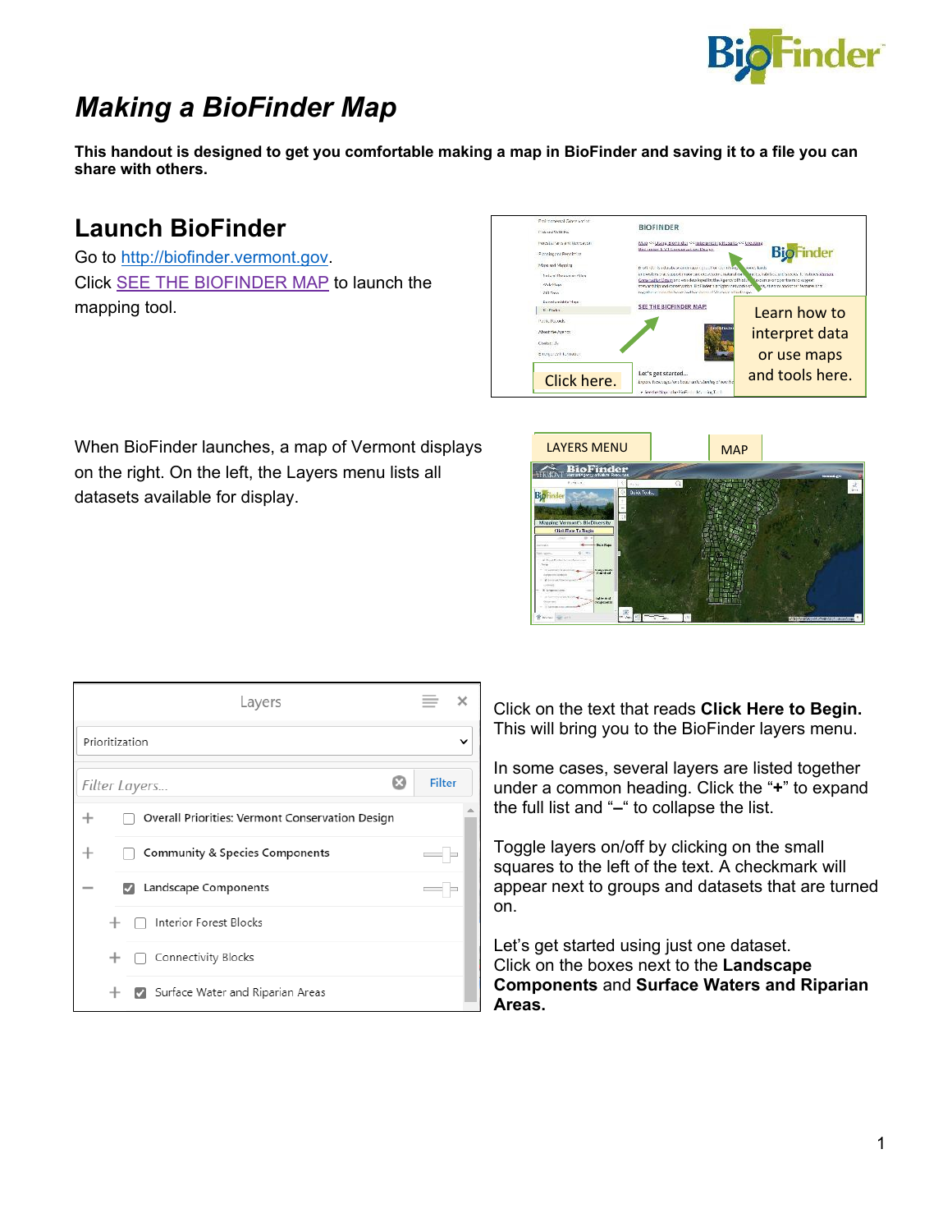# *Making a BioFinder Map*

**This handout is designed to get you comfortable making a map in BioFinder and saving it to a file you can share with others.**

## Launch BioFinder

Go to http://biofinder.vermont.gov.

Click SEE THE BIOFINDER MAP to launch the mapping tool.

Click here.

Learn how to interpret data or use maps and tools here.

When BioFinder launches, a map of Vermont displays on the right. On the left, the Layers menu lists all datasets available for display.

LAYERS MENU

MAP

Click on the text that reads **Click Here to Begin.** This will bring you to the BioFinder layers menu.

In some cases, several layers are listed together under a common heading. Click the "**+**" to expand the full list and "**–**" to collapse the list.

Toggle layers on/off by clicking on the small squares to the left of the text. A checkmark will appear next to groups and datasets that are turned on.

Let's get started using just one dataset.
Click on the boxes next to the **Landscape Components** and **Surface Waters and Riparian Areas.**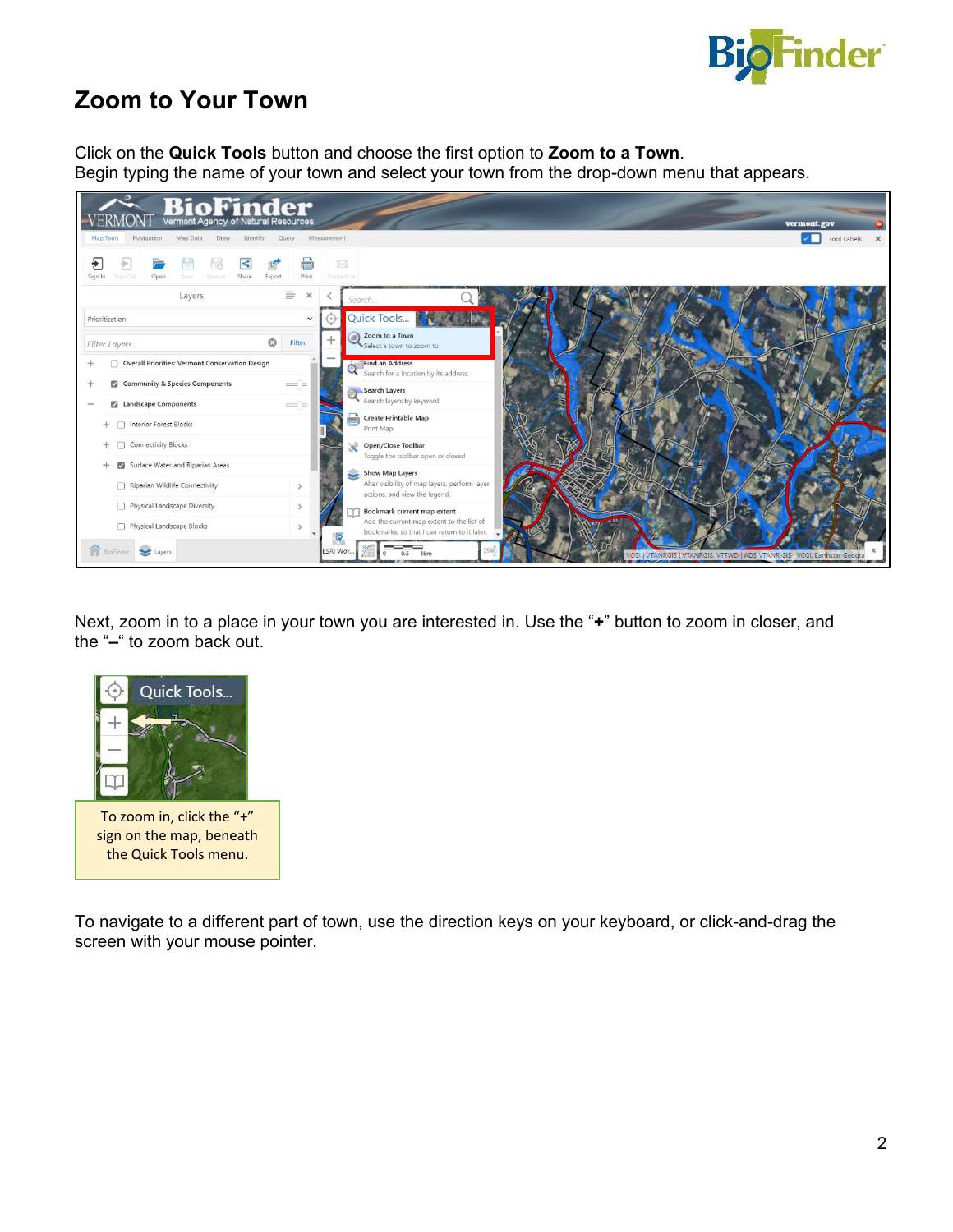# Zoom to Your Town

Click on the **Quick Tools** button and choose the first option to **Zoom to a Town**.
Begin typing the name of your town and select your town from the drop-down menu that appears.

Next, zoom in to a place in your town you are interested in. Use the "**+**" button to zoom in closer, and the "**–**" to zoom back out.

To zoom in, click the "+" sign on the map, beneath the Quick Tools menu.

To navigate to a different part of town, use the direction keys on your keyboard, or click-and-drag the screen with your mouse pointer.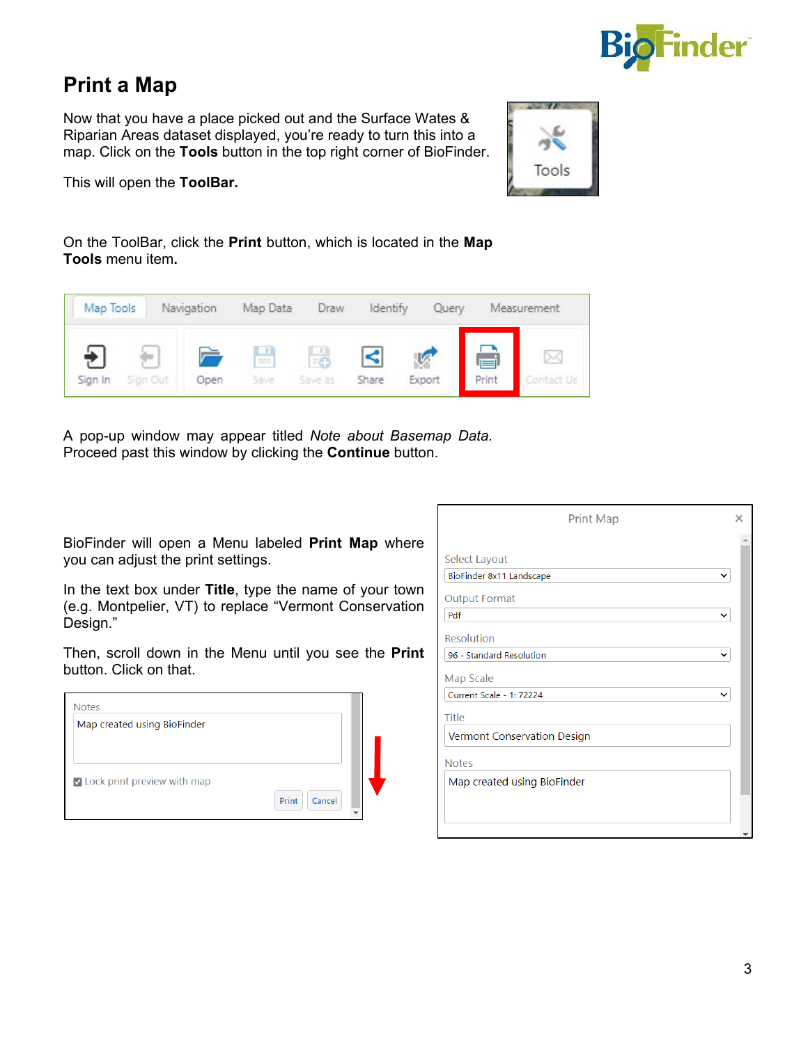# Print a Map

Now that you have a place picked out and the Surface Wates & Riparian Areas dataset displayed, you're ready to turn this into a map. Click on the **Tools** button in the top right corner of BioFinder.

This will open the **ToolBar.**

On the ToolBar, click the **Print** button, which is located in the **Map Tools** menu item**.**

A pop-up window may appear titled *Note about Basemap Data.* Proceed past this window by clicking the **Continue** button.

BioFinder will open a Menu labeled **Print Map** where you can adjust the print settings.

In the text box under **Title**, type the name of your town (e.g. Montpelier, VT) to replace "Vermont Conservation Design."

Then, scroll down in the Menu until you see the **Print** button. Click on that.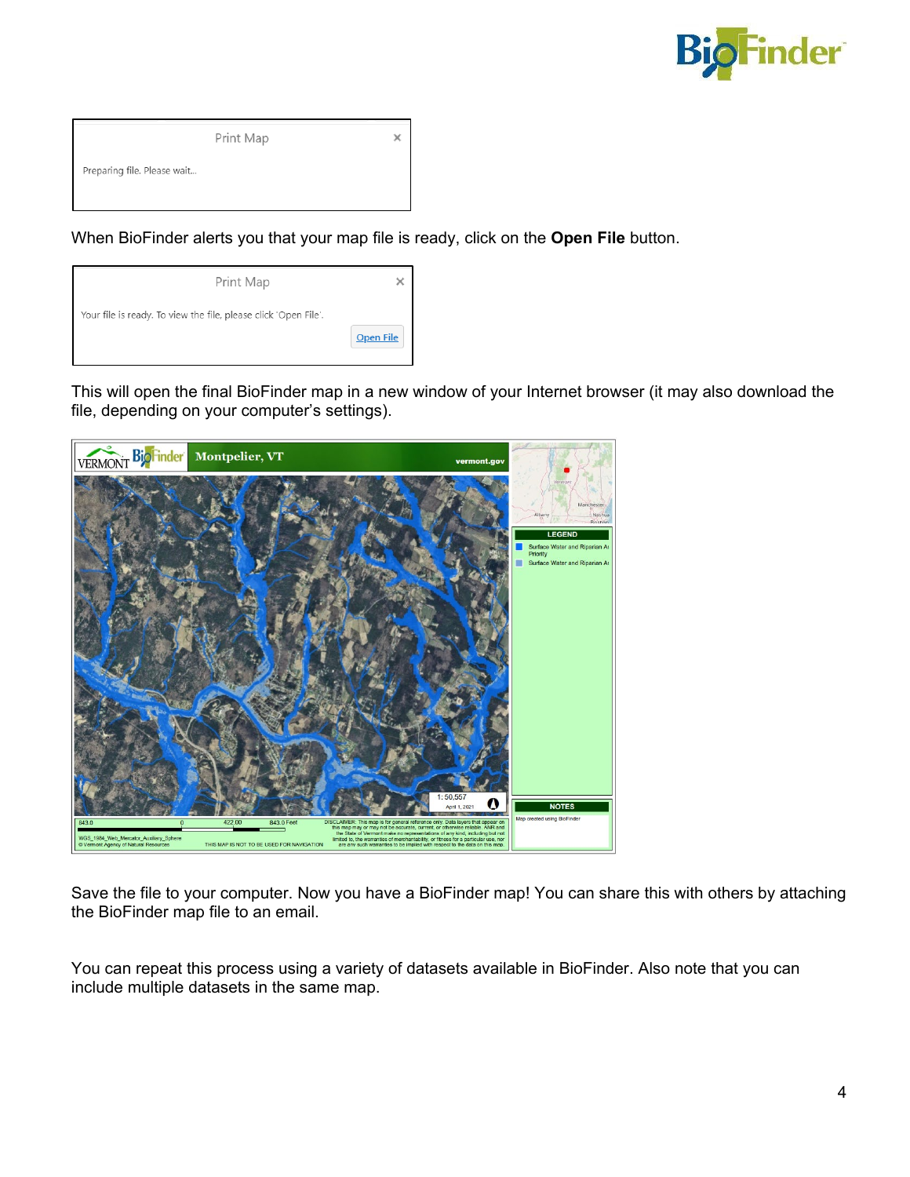Print Map

Preparing file. Please wait...

When BioFinder alerts you that your map file is ready, click on the **Open File** button.

Print Map

Your file is ready. To view the file, please click 'Open File'.

Open File

This will open the final BioFinder map in a new window of your Internet browser (it may also download the file, depending on your computer's settings).

Save the file to your computer. Now you have a BioFinder map! You can share this with others by attaching the BioFinder map file to an email.

You can repeat this process using a variety of datasets available in BioFinder. Also note that you can include multiple datasets in the same map.